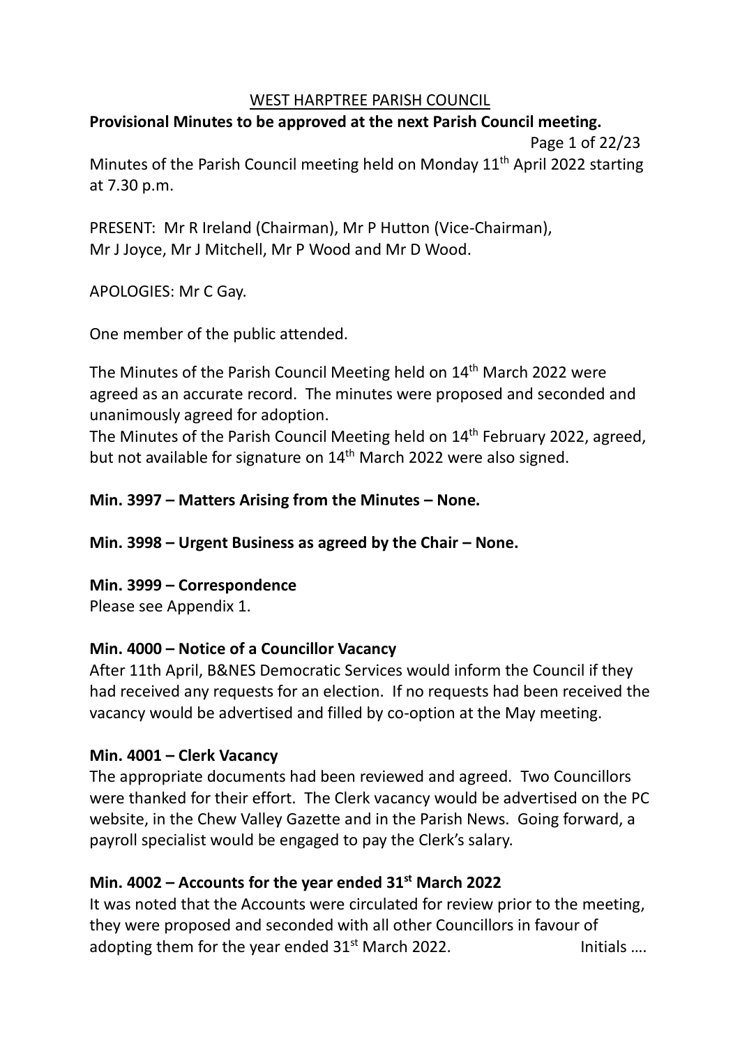# WEST HARPTREE PARISH COUNCIL

**Provisional Minutes to be approved at the next Parish Council meeting.**

Page 1 of 22/23

Minutes of the Parish Council meeting held on Monday 11th April 2022 starting at 7.30 p.m.

PRESENT: Mr R Ireland (Chairman), Mr P Hutton (Vice-Chairman), Mr J Joyce, Mr J Mitchell, Mr P Wood and Mr D Wood.

APOLOGIES: Mr C Gay.

One member of the public attended.

The Minutes of the Parish Council Meeting held on 14th March 2022 were agreed as an accurate record. The minutes were proposed and seconded and unanimously agreed for adoption.

The Minutes of the Parish Council Meeting held on 14th February 2022, agreed, but not available for signature on 14th March 2022 were also signed.

**Min. 3997 – Matters Arising from the Minutes – None.**

**Min. 3998 – Urgent Business as agreed by the Chair – None.**

**Min. 3999 – Correspondence**

Please see Appendix 1.

**Min. 4000 – Notice of a Councillor Vacancy**

After 11th April, B&NES Democratic Services would inform the Council if they had received any requests for an election. If no requests had been received the vacancy would be advertised and filled by co-option at the May meeting.

**Min. 4001 – Clerk Vacancy**

The appropriate documents had been reviewed and agreed. Two Councillors were thanked for their effort. The Clerk vacancy would be advertised on the PC website, in the Chew Valley Gazette and in the Parish News. Going forward, a payroll specialist would be engaged to pay the Clerk's salary.

**Min. 4002 – Accounts for the year ended 31st March 2022**

It was noted that the Accounts were circulated for review prior to the meeting, they were proposed and seconded with all other Councillors in favour of adopting them for the year ended 31st March 2022.

Initials ….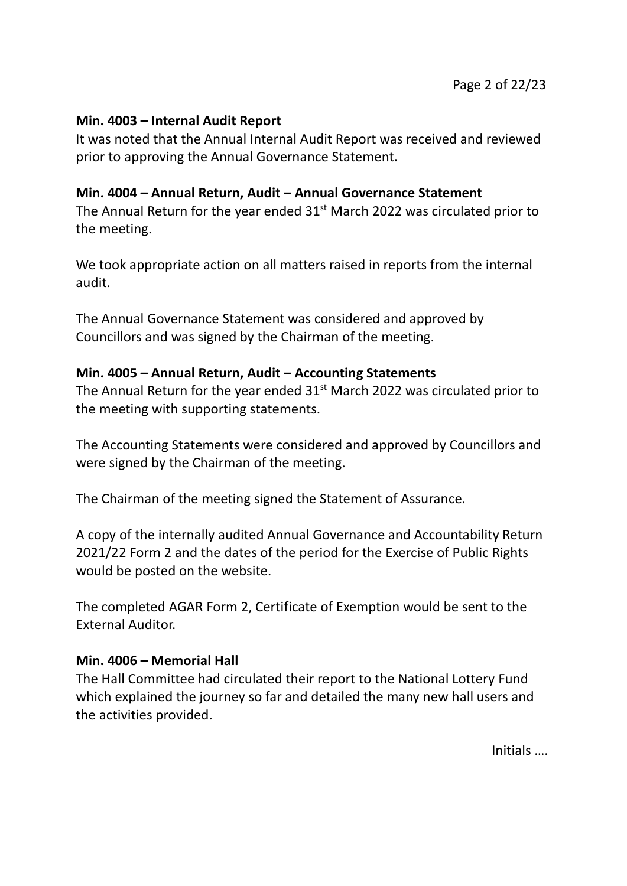**Min. 4003 – Internal Audit Report**

It was noted that the Annual Internal Audit Report was received and reviewed prior to approving the Annual Governance Statement.

**Min. 4004 – Annual Return, Audit – Annual Governance Statement**

The Annual Return for the year ended 31st March 2022 was circulated prior to the meeting.

We took appropriate action on all matters raised in reports from the internal audit.

The Annual Governance Statement was considered and approved by Councillors and was signed by the Chairman of the meeting.

**Min. 4005 – Annual Return, Audit – Accounting Statements**

The Annual Return for the year ended 31st March 2022 was circulated prior to the meeting with supporting statements.

The Accounting Statements were considered and approved by Councillors and were signed by the Chairman of the meeting.

The Chairman of the meeting signed the Statement of Assurance.

A copy of the internally audited Annual Governance and Accountability Return 2021/22 Form 2 and the dates of the period for the Exercise of Public Rights would be posted on the website.

The completed AGAR Form 2, Certificate of Exemption would be sent to the External Auditor.

**Min. 4006 – Memorial Hall**

The Hall Committee had circulated their report to the National Lottery Fund which explained the journey so far and detailed the many new hall users and the activities provided.

Initials ….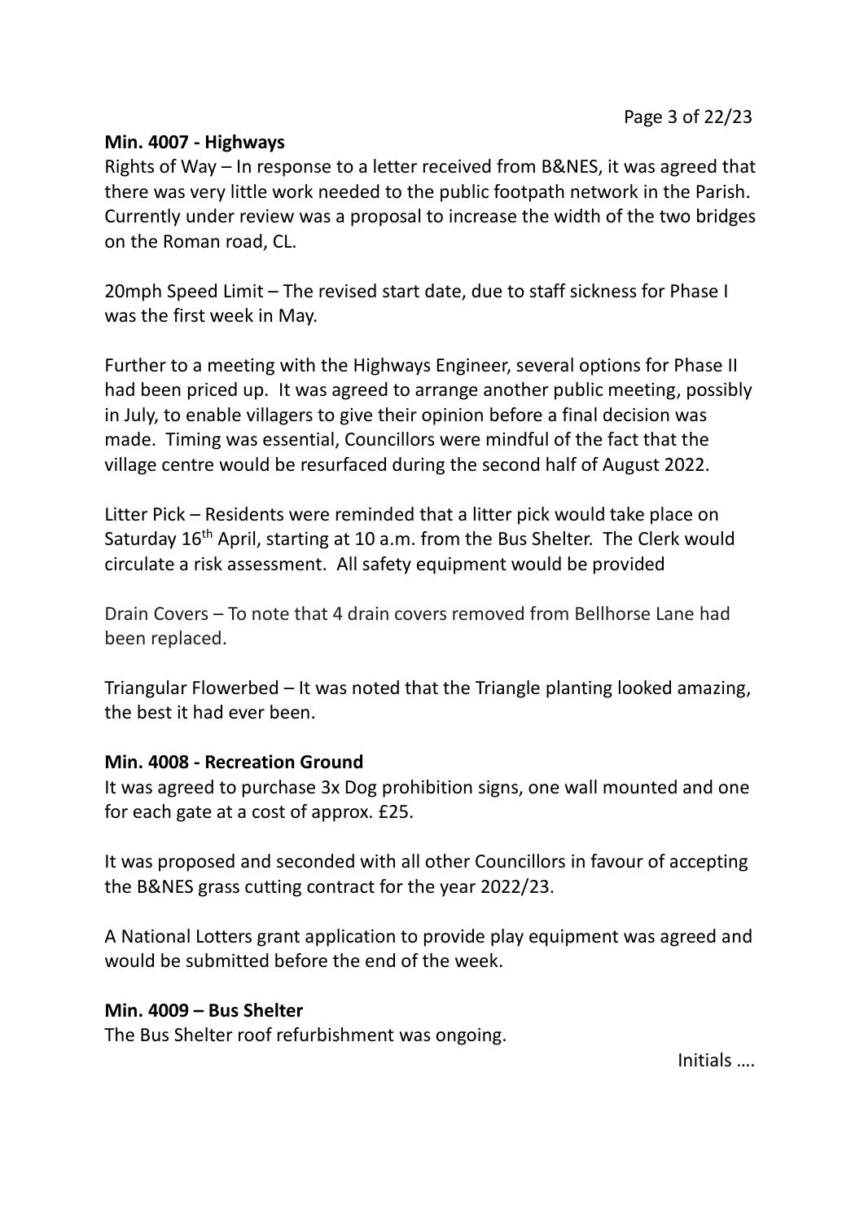**Min. 4007 - Highways**

Rights of Way – In response to a letter received from B&NES, it was agreed that there was very little work needed to the public footpath network in the Parish. Currently under review was a proposal to increase the width of the two bridges on the Roman road, CL.

20mph Speed Limit – The revised start date, due to staff sickness for Phase I was the first week in May.

Further to a meeting with the Highways Engineer, several options for Phase II had been priced up. It was agreed to arrange another public meeting, possibly in July, to enable villagers to give their opinion before a final decision was made. Timing was essential, Councillors were mindful of the fact that the village centre would be resurfaced during the second half of August 2022.

Litter Pick – Residents were reminded that a litter pick would take place on Saturday 16th April, starting at 10 a.m. from the Bus Shelter. The Clerk would circulate a risk assessment. All safety equipment would be provided

Drain Covers – To note that 4 drain covers removed from Bellhorse Lane had been replaced.

Triangular Flowerbed – It was noted that the Triangle planting looked amazing, the best it had ever been.

**Min. 4008 - Recreation Ground**

It was agreed to purchase 3x Dog prohibition signs, one wall mounted and one for each gate at a cost of approx. £25.

It was proposed and seconded with all other Councillors in favour of accepting the B&NES grass cutting contract for the year 2022/23.

A National Lotters grant application to provide play equipment was agreed and would be submitted before the end of the week.

**Min. 4009 – Bus Shelter**

The Bus Shelter roof refurbishment was ongoing.

Initials ….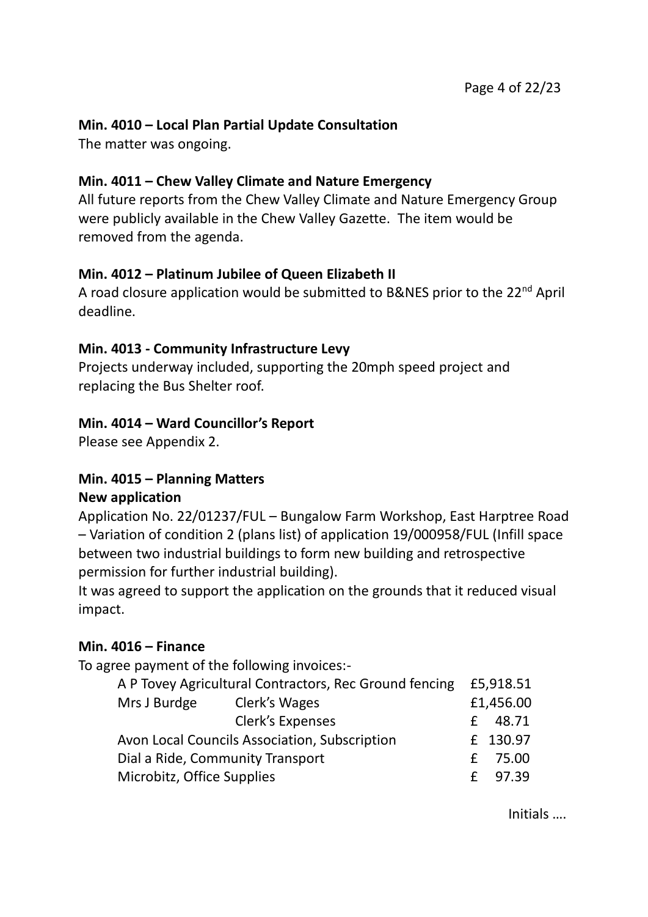**Min. 4010 – Local Plan Partial Update Consultation**

The matter was ongoing.

**Min. 4011 – Chew Valley Climate and Nature Emergency**

All future reports from the Chew Valley Climate and Nature Emergency Group were publicly available in the Chew Valley Gazette. The item would be removed from the agenda.

**Min. 4012 – Platinum Jubilee of Queen Elizabeth II**

A road closure application would be submitted to B&NES prior to the 22nd April deadline.

**Min. 4013 - Community Infrastructure Levy**

Projects underway included, supporting the 20mph speed project and replacing the Bus Shelter roof.

**Min. 4014 – Ward Councillor's Report**

Please see Appendix 2.

**Min. 4015 – Planning Matters**

**New application**

Application No. 22/01237/FUL – Bungalow Farm Workshop, East Harptree Road – Variation of condition 2 (plans list) of application 19/000958/FUL (Infill space between two industrial buildings to form new building and retrospective permission for further industrial building).

It was agreed to support the application on the grounds that it reduced visual impact.

**Min. 4016 – Finance**

To agree payment of the following invoices:-

| | | |
|---|---|---|
| A P Tovey Agricultural Contractors, Rec Ground fencing | | £5,918.51 |
| Mrs J Burdge | Clerk's Wages | £1,456.00 |
| | Clerk's Expenses | £ 48.71 |
| Avon Local Councils Association, Subscription | | £ 130.97 |
| Dial a Ride, Community Transport | | £ 75.00 |
| Microbitz, Office Supplies | | £ 97.39 |

Initials ….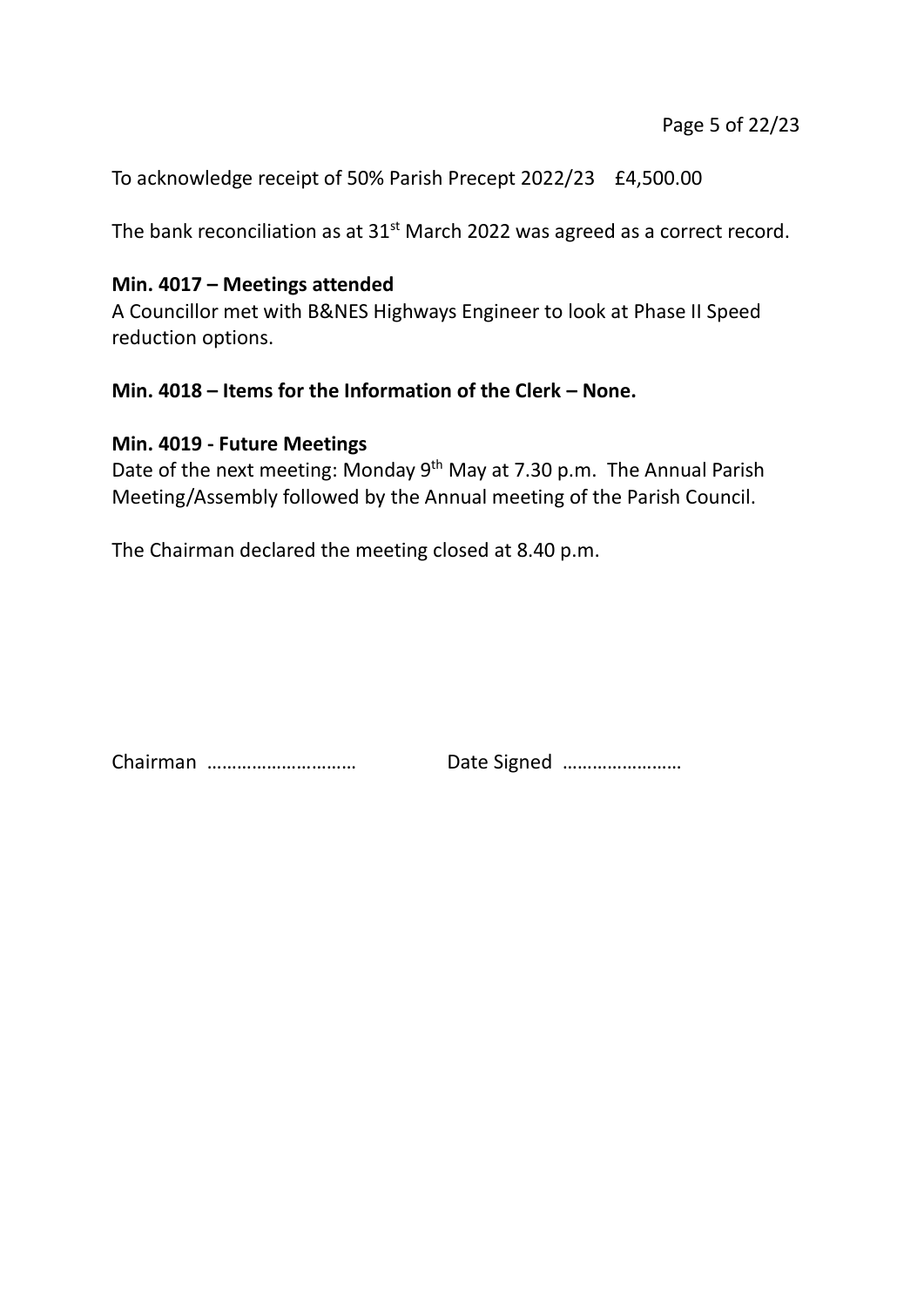To acknowledge receipt of 50% Parish Precept 2022/23 £4,500.00

The bank reconciliation as at 31st March 2022 was agreed as a correct record.

**Min. 4017 – Meetings attended**
A Councillor met with B&NES Highways Engineer to look at Phase II Speed reduction options.

**Min. 4018 – Items for the Information of the Clerk – None.**

**Min. 4019 - Future Meetings**
Date of the next meeting: Monday 9th May at 7.30 p.m. The Annual Parish Meeting/Assembly followed by the Annual meeting of the Parish Council.

The Chairman declared the meeting closed at 8.40 p.m.

Chairman ……………………… Date Signed ……………………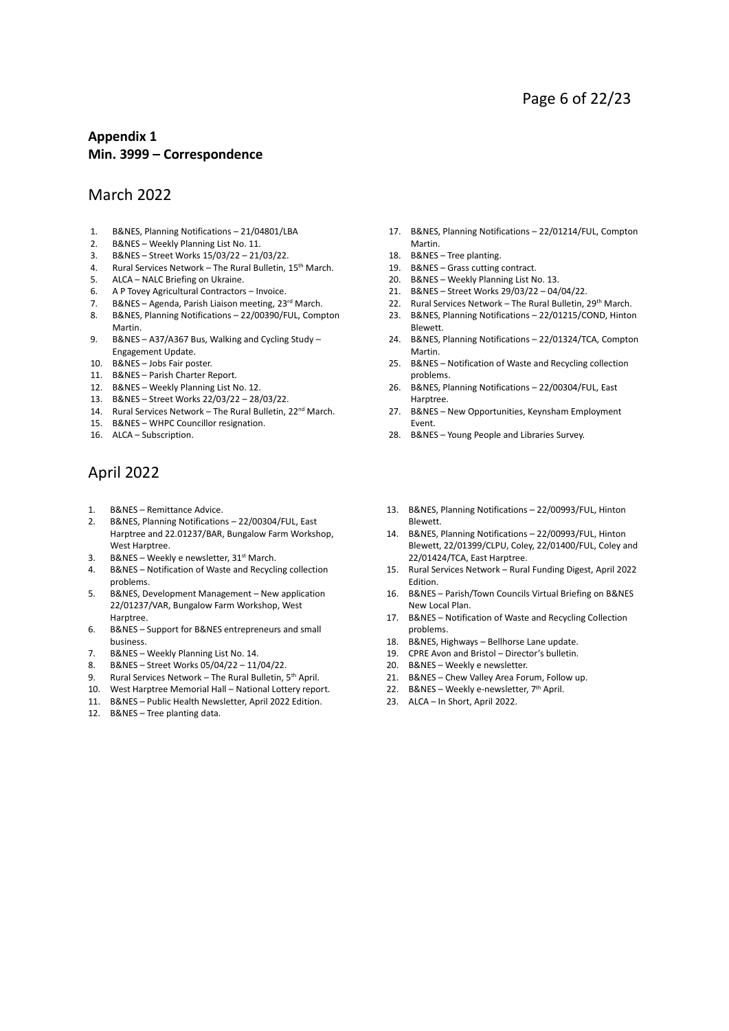**Appendix 1**
**Min. 3999 – Correspondence**

## March 2022

1. B&NES, Planning Notifications – 21/04801/LBA
2. B&NES – Weekly Planning List No. 11.
3. B&NES – Street Works 15/03/22 – 21/03/22.
4. Rural Services Network – The Rural Bulletin, 15th March.
5. ALCA – NALC Briefing on Ukraine.
6. A P Tovey Agricultural Contractors – Invoice.
7. B&NES – Agenda, Parish Liaison meeting, 23rd March.
8. B&NES, Planning Notifications – 22/00390/FUL, Compton Martin.
9. B&NES – A37/A367 Bus, Walking and Cycling Study – Engagement Update.
10. B&NES – Jobs Fair poster.
11. B&NES – Parish Charter Report.
12. B&NES – Weekly Planning List No. 12.
13. B&NES – Street Works 22/03/22 – 28/03/22.
14. Rural Services Network – The Rural Bulletin, 22nd March.
15. B&NES – WHPC Councillor resignation.
16. ALCA – Subscription.
17. B&NES, Planning Notifications – 22/01214/FUL, Compton Martin.
18. B&NES – Tree planting.
19. B&NES – Grass cutting contract.
20. B&NES – Weekly Planning List No. 13.
21. B&NES – Street Works 29/03/22 – 04/04/22.
22. Rural Services Network – The Rural Bulletin, 29th March.
23. B&NES, Planning Notifications – 22/01215/COND, Hinton Blewett.
24. B&NES, Planning Notifications – 22/01324/TCA, Compton Martin.
25. B&NES – Notification of Waste and Recycling collection problems.
26. B&NES, Planning Notifications – 22/00304/FUL, East Harptree.
27. B&NES – New Opportunities, Keynsham Employment Event.
28. B&NES – Young People and Libraries Survey.

## April 2022

1. B&NES – Remittance Advice.
2. B&NES, Planning Notifications – 22/00304/FUL, East Harptree and 22.01237/BAR, Bungalow Farm Workshop, West Harptree.
3. B&NES – Weekly e newsletter, 31st March.
4. B&NES – Notification of Waste and Recycling collection problems.
5. B&NES, Development Management – New application 22/01237/VAR, Bungalow Farm Workshop, West Harptree.
6. B&NES – Support for B&NES entrepreneurs and small business.
7. B&NES – Weekly Planning List No. 14.
8. B&NES – Street Works 05/04/22 – 11/04/22.
9. Rural Services Network – The Rural Bulletin, 5th April.
10. West Harptree Memorial Hall – National Lottery report.
11. B&NES – Public Health Newsletter, April 2022 Edition.
12. B&NES – Tree planting data.
13. B&NES, Planning Notifications – 22/00993/FUL, Hinton Blewett.
14. B&NES, Planning Notifications – 22/00993/FUL, Hinton Blewett, 22/01399/CLPU, Coley, 22/01400/FUL, Coley and 22/01424/TCA, East Harptree.
15. Rural Services Network – Rural Funding Digest, April 2022 Edition.
16. B&NES – Parish/Town Councils Virtual Briefing on B&NES New Local Plan.
17. B&NES – Notification of Waste and Recycling Collection problems.
18. B&NES, Highways – Bellhorse Lane update.
19. CPRE Avon and Bristol – Director's bulletin.
20. B&NES – Weekly e newsletter.
21. B&NES – Chew Valley Area Forum, Follow up.
22. B&NES – Weekly e-newsletter, 7th April.
23. ALCA – In Short, April 2022.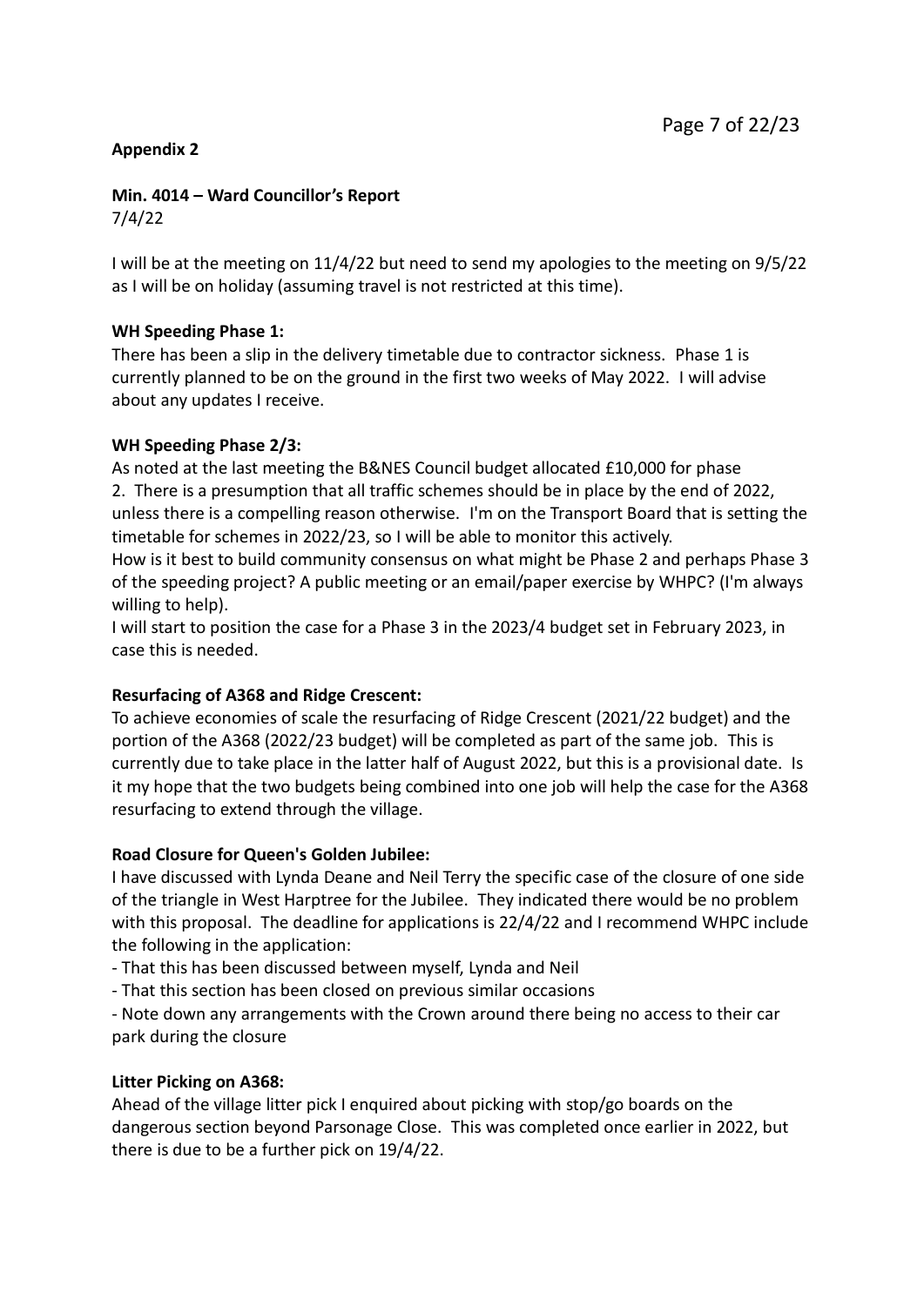**Appendix 2**

**Min. 4014 – Ward Councillor's Report**
7/4/22

I will be at the meeting on 11/4/22 but need to send my apologies to the meeting on 9/5/22 as I will be on holiday (assuming travel is not restricted at this time).

**WH Speeding Phase 1:**
There has been a slip in the delivery timetable due to contractor sickness. Phase 1 is currently planned to be on the ground in the first two weeks of May 2022. I will advise about any updates I receive.

**WH Speeding Phase 2/3:**
As noted at the last meeting the B&NES Council budget allocated £10,000 for phase 2. There is a presumption that all traffic schemes should be in place by the end of 2022, unless there is a compelling reason otherwise. I'm on the Transport Board that is setting the timetable for schemes in 2022/23, so I will be able to monitor this actively.
How is it best to build community consensus on what might be Phase 2 and perhaps Phase 3 of the speeding project? A public meeting or an email/paper exercise by WHPC? (I'm always willing to help).
I will start to position the case for a Phase 3 in the 2023/4 budget set in February 2023, in case this is needed.

**Resurfacing of A368 and Ridge Crescent:**
To achieve economies of scale the resurfacing of Ridge Crescent (2021/22 budget) and the portion of the A368 (2022/23 budget) will be completed as part of the same job. This is currently due to take place in the latter half of August 2022, but this is a provisional date. Is it my hope that the two budgets being combined into one job will help the case for the A368 resurfacing to extend through the village.

**Road Closure for Queen's Golden Jubilee:**
I have discussed with Lynda Deane and Neil Terry the specific case of the closure of one side of the triangle in West Harptree for the Jubilee. They indicated there would be no problem with this proposal. The deadline for applications is 22/4/22 and I recommend WHPC include the following in the application:

- That this has been discussed between myself, Lynda and Neil
- That this section has been closed on previous similar occasions
- Note down any arrangements with the Crown around there being no access to their car park during the closure

**Litter Picking on A368:**
Ahead of the village litter pick I enquired about picking with stop/go boards on the dangerous section beyond Parsonage Close. This was completed once earlier in 2022, but there is due to be a further pick on 19/4/22.